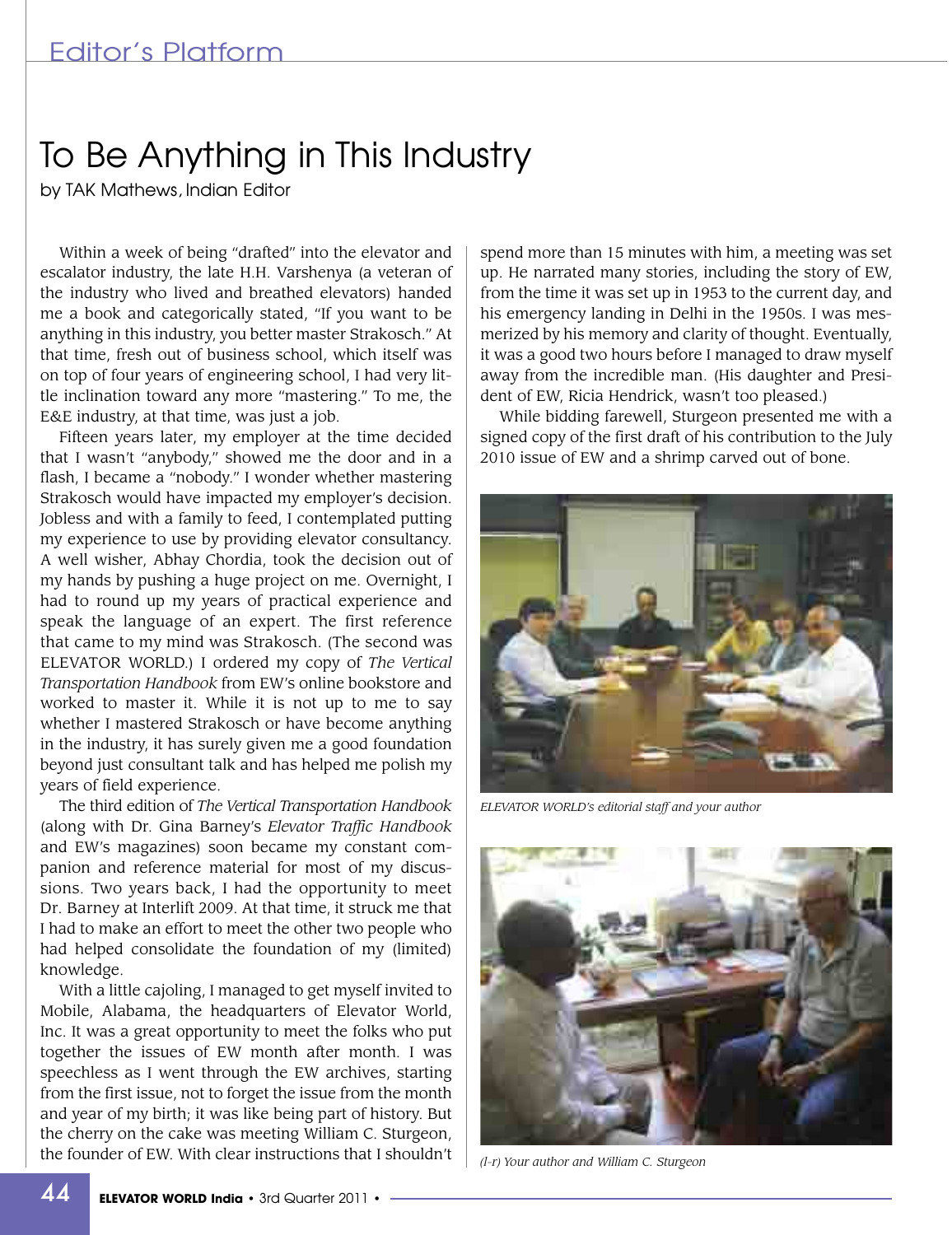# To Be Anything in This Industry

by TAK Mathews, Indian Editor

Within a week of being "drafted" into the elevator and escalator industry, the late H.H. Varshenya (a veteran of the industry who lived and breathed elevators) handed me a book and categorically stated, "If you want to be anything in this industry, you better master Strakosch." At that time, fresh out of business school, which itself was on top of four years of engineering school, I had very little inclination toward any more "mastering." To me, the E&E industry, at that time, was just a job.

Fifteen years later, my employer at the time decided that I wasn't "anybody," showed me the door and in a flash, I became a "nobody." I wonder whether mastering Strakosch would have impacted my employer's decision. Jobless and with a family to feed, I contemplated putting my experience to use by providing elevator consultancy. A well wisher, Abhay Chordia, took the decision out of my hands by pushing a huge project on me. Overnight, I had to round up my years of practical experience and speak the language of an expert. The first reference that came to my mind was Strakosch. (The second was ELEVATOR WORLD.) I ordered my copy of *The Vertical Transportation Handbook* from EW's online bookstore and worked to master it. While it is not up to me to say whether I mastered Strakosch or have become anything in the industry, it has surely given me a good foundation beyond just consultant talk and has helped me polish my years of field experience.

The third edition of *The Vertical Transportation Handbook* (along with Dr. Gina Barney's *Elevator Traffic Handbook* and EW's magazines) soon became my constant companion and reference material for most of my discussions. Two years back, I had the opportunity to meet Dr. Barney at Interlift 2009. At that time, it struck me that I had to make an effort to meet the other two people who had helped consolidate the foundation of my (limited) knowledge.

With a little cajoling, I managed to get myself invited to Mobile, Alabama, the headquarters of Elevator World, Inc. It was a great opportunity to meet the folks who put together the issues of EW month after month. I was speechless as I went through the EW archives, starting from the first issue, not to forget the issue from the month and year of my birth; it was like being part of history. But the cherry on the cake was meeting William C. Sturgeon, the founder of EW. With clear instructions that I shouldn't spend more than 15 minutes with him, a meeting was set up. He narrated many stories, including the story of EW, from the time it was set up in 1953 to the current day, and his emergency landing in Delhi in the 1950s. I was mesmerized by his memory and clarity of thought. Eventually, it was a good two hours before I managed to draw myself away from the incredible man. (His daughter and President of EW, Ricia Hendrick, wasn't too pleased.)

While bidding farewell, Sturgeon presented me with a signed copy of the first draft of his contribution to the July 2010 issue of EW and a shrimp carved out of bone.

*ELEVATOR WORLD's editorial staff and your author*

*(l-r) Your author and William C. Sturgeon*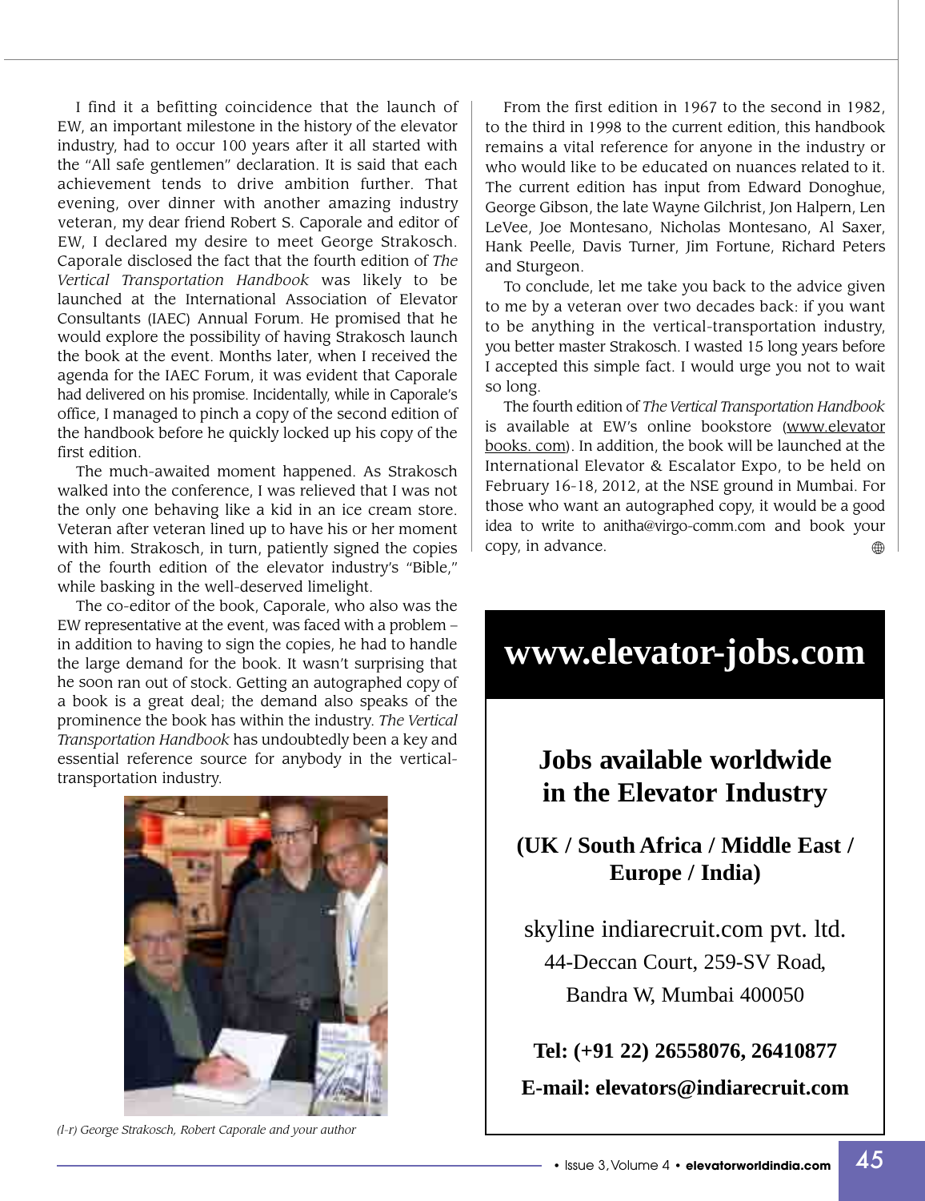I find it a befitting coincidence that the launch of EW, an important milestone in the history of the elevator industry, had to occur 100 years after it all started with the "All safe gentlemen" declaration. It is said that each achievement tends to drive ambition further. That evening, over dinner with another amazing industry veteran, my dear friend Robert S. Caporale and editor of EW, I declared my desire to meet George Strakosch. Caporale disclosed the fact that the fourth edition of *The Vertical Transportation Handbook* was likely to be launched at the International Association of Elevator Consultants (IAEC) Annual Forum. He promised that he would explore the possibility of having Strakosch launch the book at the event. Months later, when I received the agenda for the IAEC Forum, it was evident that Caporale had delivered on his promise. Incidentally, while in Caporale's office, I managed to pinch a copy of the second edition of the handbook before he quickly locked up his copy of the first edition.

The much-awaited moment happened. As Strakosch walked into the conference, I was relieved that I was not the only one behaving like a kid in an ice cream store. Veteran after veteran lined up to have his or her moment with him. Strakosch, in turn, patiently signed the copies of the fourth edition of the elevator industry's "Bible," while basking in the well-deserved limelight.

The co-editor of the book, Caporale, who also was the EW representative at the event, was faced with a problem – in addition to having to sign the copies, he had to handle the large demand for the book. It wasn't surprising that he soon ran out of stock. Getting an autographed copy of a book is a great deal; the demand also speaks of the prominence the book has within the industry. *The Vertical Transportation Handbook* has undoubtedly been a key and essential reference source for anybody in the vertical-transportation industry.

*(l-r) George Strakosch, Robert Caporale and your author*

From the first edition in 1967 to the second in 1982, to the third in 1998 to the current edition, this handbook remains a vital reference for anyone in the industry or who would like to be educated on nuances related to it. The current edition has input from Edward Donoghue, George Gibson, the late Wayne Gilchrist, Jon Halpern, Len LeVee, Joe Montesano, Nicholas Montesano, Al Saxer, Hank Peelle, Davis Turner, Jim Fortune, Richard Peters and Sturgeon.

To conclude, let me take you back to the advice given to me by a veteran over two decades back: if you want to be anything in the vertical-transportation industry, you better master Strakosch. I wasted 15 long years before I accepted this simple fact. I would urge you not to wait so long.

The fourth edition of *The Vertical Transportation Handbook* is available at EW's online bookstore (www.elevatorbooks.com). In addition, the book will be launched at the International Elevator & Escalator Expo, to be held on February 16-18, 2012, at the NSE ground in Mumbai. For those who want an autographed copy, it would be a good idea to write to anitha@virgo-comm.com and book your copy, in advance.

# www.elevator-jobs.com

**Jobs available worldwide in the Elevator Industry**

**(UK / South Africa / Middle East / Europe / India)**

skyline indiarecruit.com pvt. ltd.
44-Deccan Court, 259-SV Road,
Bandra W, Mumbai 400050

**Tel: (+91 22) 26558076, 26410877**

**E-mail: elevators@indiarecruit.com**